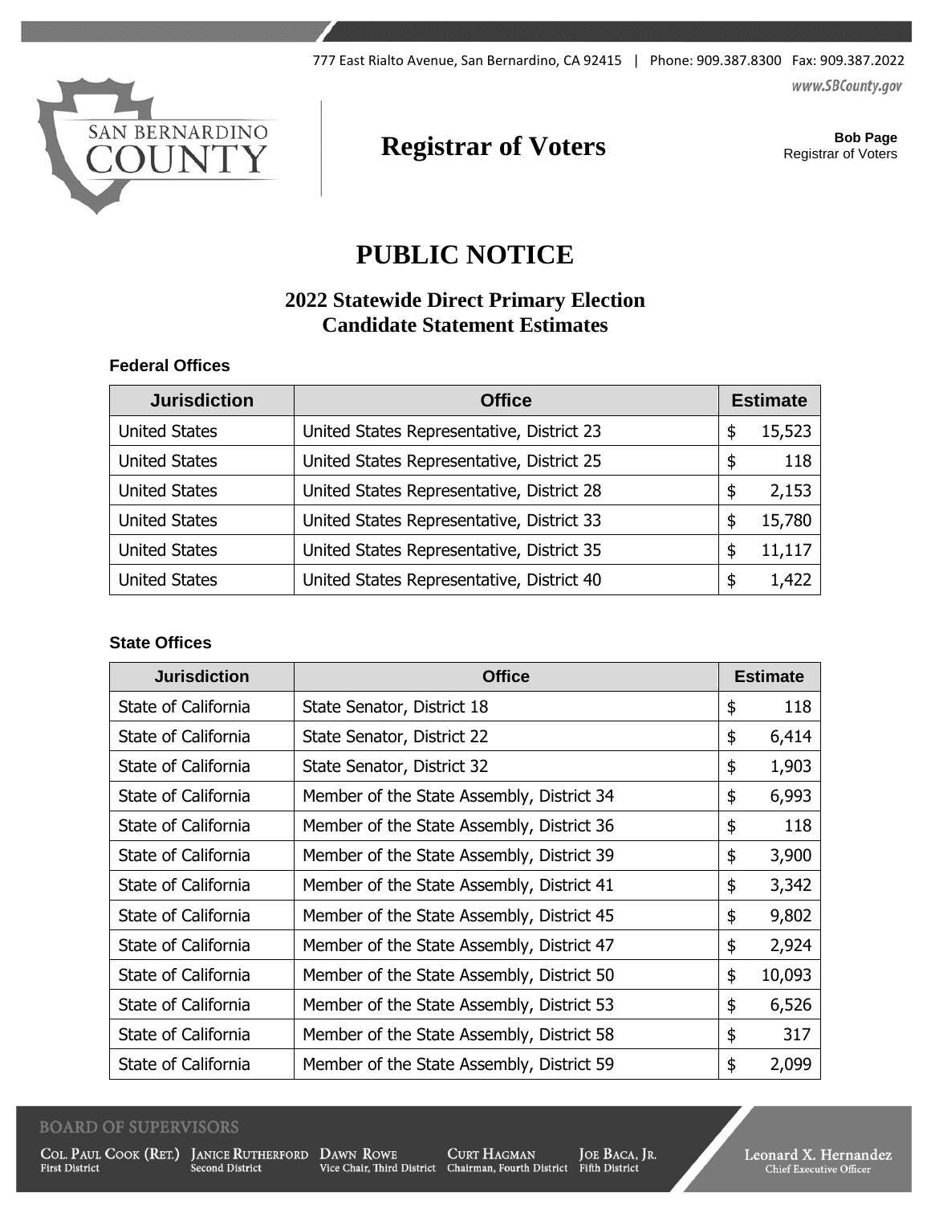777 East Rialto Avenue, San Bernardino, CA 92415 | Phone: 909.387.8300 Fax: 909.387.2022

www.SBCounty.gov

SAN BERNARDINO COUNTY

# Registrar of Voters

**Bob Page**
Registrar of Voters

# PUBLIC NOTICE

## 2022 Statewide Direct Primary Election
## Candidate Statement Estimates

### Federal Offices

| Jurisdiction | Office | Estimate |
|---|---|---|
| United States | United States Representative, District 23 | $ 15,523 |
| United States | United States Representative, District 25 | $ 118 |
| United States | United States Representative, District 28 | $ 2,153 |
| United States | United States Representative, District 33 | $ 15,780 |
| United States | United States Representative, District 35 | $ 11,117 |
| United States | United States Representative, District 40 | $ 1,422 |

### State Offices

| Jurisdiction | Office | Estimate |
|---|---|---|
| State of California | State Senator, District 18 | $ 118 |
| State of California | State Senator, District 22 | $ 6,414 |
| State of California | State Senator, District 32 | $ 1,903 |
| State of California | Member of the State Assembly, District 34 | $ 6,993 |
| State of California | Member of the State Assembly, District 36 | $ 118 |
| State of California | Member of the State Assembly, District 39 | $ 3,900 |
| State of California | Member of the State Assembly, District 41 | $ 3,342 |
| State of California | Member of the State Assembly, District 45 | $ 9,802 |
| State of California | Member of the State Assembly, District 47 | $ 2,924 |
| State of California | Member of the State Assembly, District 50 | $ 10,093 |
| State of California | Member of the State Assembly, District 53 | $ 6,526 |
| State of California | Member of the State Assembly, District 58 | $ 317 |
| State of California | Member of the State Assembly, District 59 | $ 2,099 |

BOARD OF SUPERVISORS

Col. Paul Cook (Ret.), First District | Janice Rutherford, Second District | Dawn Rowe, Vice Chair, Third District | Curt Hagman, Chairman, Fourth District | Joe Baca, Jr., Fifth District

Leonard X. Hernandez, Chief Executive Officer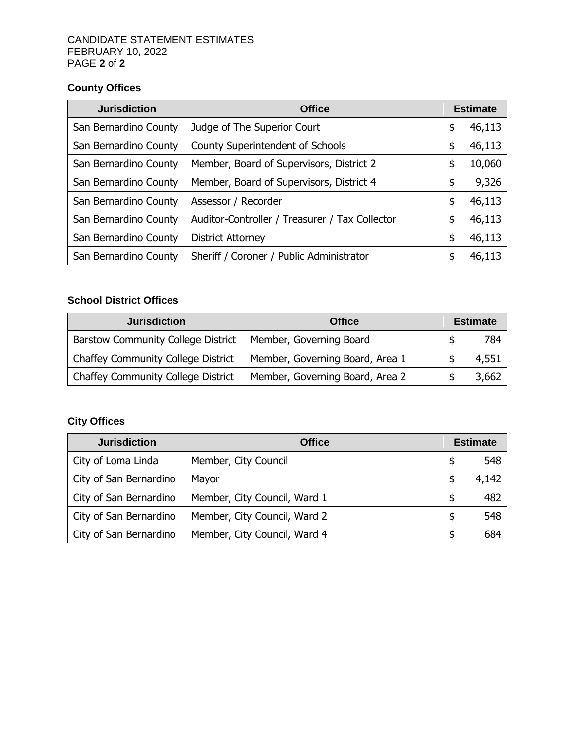## County Offices

| Jurisdiction | Office | Estimate |
|---|---|---|
| San Bernardino County | Judge of The Superior Court | $ 46,113 |
| San Bernardino County | County Superintendent of Schools | $ 46,113 |
| San Bernardino County | Member, Board of Supervisors, District 2 | $ 10,060 |
| San Bernardino County | Member, Board of Supervisors, District 4 | $ 9,326 |
| San Bernardino County | Assessor / Recorder | $ 46,113 |
| San Bernardino County | Auditor-Controller / Treasurer / Tax Collector | $ 46,113 |
| San Bernardino County | District Attorney | $ 46,113 |
| San Bernardino County | Sheriff / Coroner / Public Administrator | $ 46,113 |

## School District Offices

| Jurisdiction | Office | Estimate |
|---|---|---|
| Barstow Community College District | Member, Governing Board | $ 784 |
| Chaffey Community College District | Member, Governing Board, Area 1 | $ 4,551 |
| Chaffey Community College District | Member, Governing Board, Area 2 | $ 3,662 |

## City Offices

| Jurisdiction | Office | Estimate |
|---|---|---|
| City of Loma Linda | Member, City Council | $ 548 |
| City of San Bernardino | Mayor | $ 4,142 |
| City of San Bernardino | Member, City Council, Ward 1 | $ 482 |
| City of San Bernardino | Member, City Council, Ward 2 | $ 548 |
| City of San Bernardino | Member, City Council, Ward 4 | $ 684 |